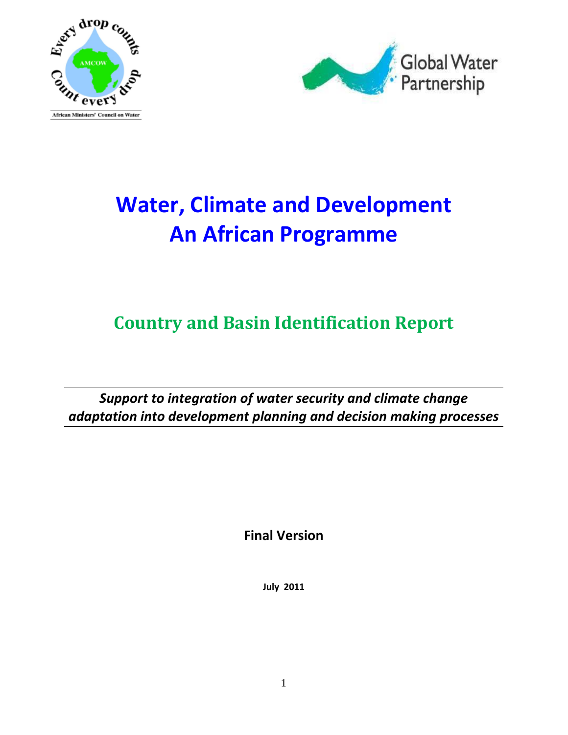# Water, Climate and Development
# An African Programme

## Country and Basin Identification Report

*Support to integration of water security and climate change adaptation into development planning and decision making processes*

**Final Version**

**July 2011**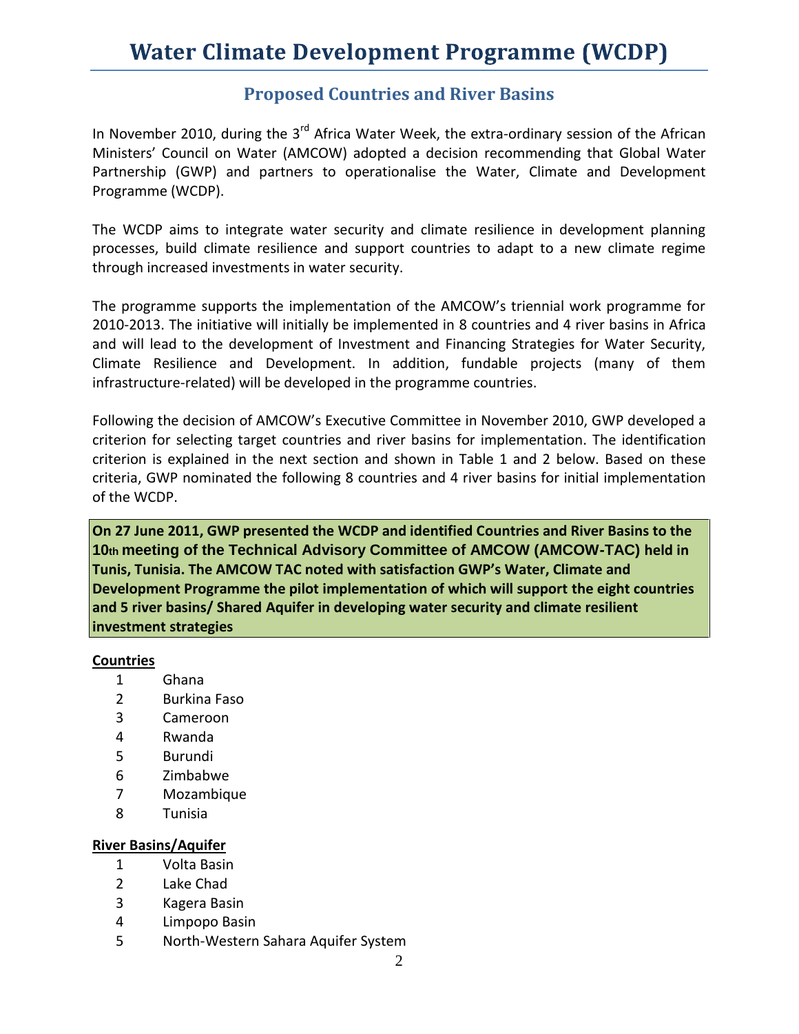# Water Climate Development Programme (WCDP)

## Proposed Countries and River Basins

In November 2010, during the 3rd Africa Water Week, the extra-ordinary session of the African Ministers' Council on Water (AMCOW) adopted a decision recommending that Global Water Partnership (GWP) and partners to operationalise the Water, Climate and Development Programme (WCDP).

The WCDP aims to integrate water security and climate resilience in development planning processes, build climate resilience and support countries to adapt to a new climate regime through increased investments in water security.

The programme supports the implementation of the AMCOW's triennial work programme for 2010-2013. The initiative will initially be implemented in 8 countries and 4 river basins in Africa and will lead to the development of Investment and Financing Strategies for Water Security, Climate Resilience and Development. In addition, fundable projects (many of them infrastructure-related) will be developed in the programme countries.

Following the decision of AMCOW's Executive Committee in November 2010, GWP developed a criterion for selecting target countries and river basins for implementation. The identification criterion is explained in the next section and shown in Table 1 and 2 below. Based on these criteria, GWP nominated the following 8 countries and 4 river basins for initial implementation of the WCDP.

**On 27 June 2011, GWP presented the WCDP and identified Countries and River Basins to the 10th meeting of the Technical Advisory Committee of AMCOW (AMCOW-TAC) held in Tunis, Tunisia. The AMCOW TAC noted with satisfaction GWP's Water, Climate and Development Programme the pilot implementation of which will support the eight countries and 5 river basins/ Shared Aquifer in developing water security and climate resilient investment strategies**

**Countries**

1. Ghana
2. Burkina Faso
3. Cameroon
4. Rwanda
5. Burundi
6. Zimbabwe
7. Mozambique
8. Tunisia

**River Basins/Aquifer**

1. Volta Basin
2. Lake Chad
3. Kagera Basin
4. Limpopo Basin
5. North-Western Sahara Aquifer System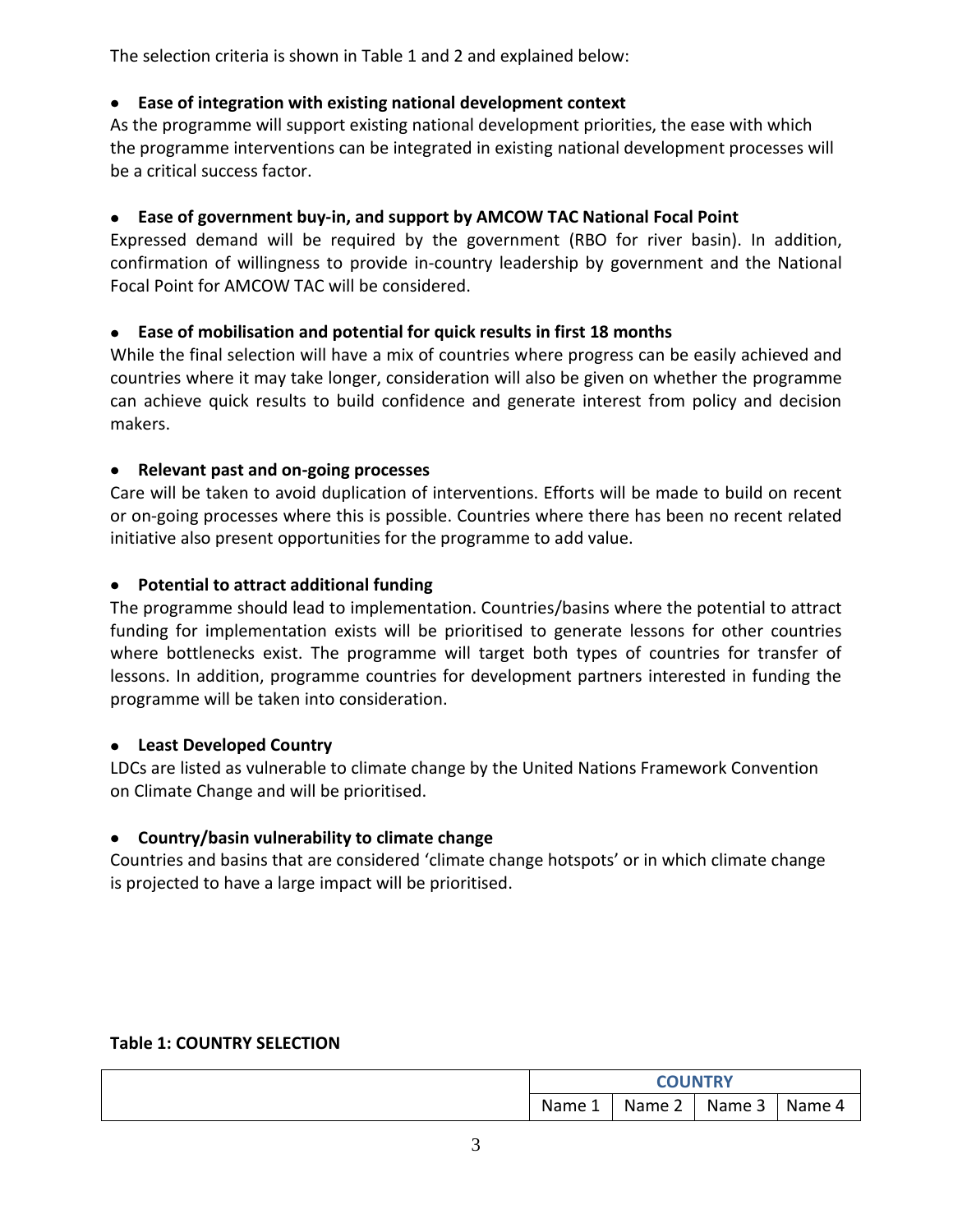The selection criteria is shown in Table 1 and 2 and explained below:

- **Ease of integration with existing national development context**

As the programme will support existing national development priorities, the ease with which the programme interventions can be integrated in existing national development processes will be a critical success factor.

- **Ease of government buy-in, and support by AMCOW TAC National Focal Point**

Expressed demand will be required by the government (RBO for river basin). In addition, confirmation of willingness to provide in-country leadership by government and the National Focal Point for AMCOW TAC will be considered.

- **Ease of mobilisation and potential for quick results in first 18 months**

While the final selection will have a mix of countries where progress can be easily achieved and countries where it may take longer, consideration will also be given on whether the programme can achieve quick results to build confidence and generate interest from policy and decision makers.

- **Relevant past and on-going processes**

Care will be taken to avoid duplication of interventions. Efforts will be made to build on recent or on-going processes where this is possible. Countries where there has been no recent related initiative also present opportunities for the programme to add value.

- **Potential to attract additional funding**

The programme should lead to implementation. Countries/basins where the potential to attract funding for implementation exists will be prioritised to generate lessons for other countries where bottlenecks exist. The programme will target both types of countries for transfer of lessons. In addition, programme countries for development partners interested in funding the programme will be taken into consideration.

- **Least Developed Country**

LDCs are listed as vulnerable to climate change by the United Nations Framework Convention on Climate Change and will be prioritised.

- **Country/basin vulnerability to climate change**

Countries and basins that are considered 'climate change hotspots' or in which climate change is projected to have a large impact will be prioritised.

**Table 1: COUNTRY SELECTION**

| | COUNTRY | | | |
|---|---|---|---|---|
| | Name 1 | Name 2 | Name 3 | Name 4 |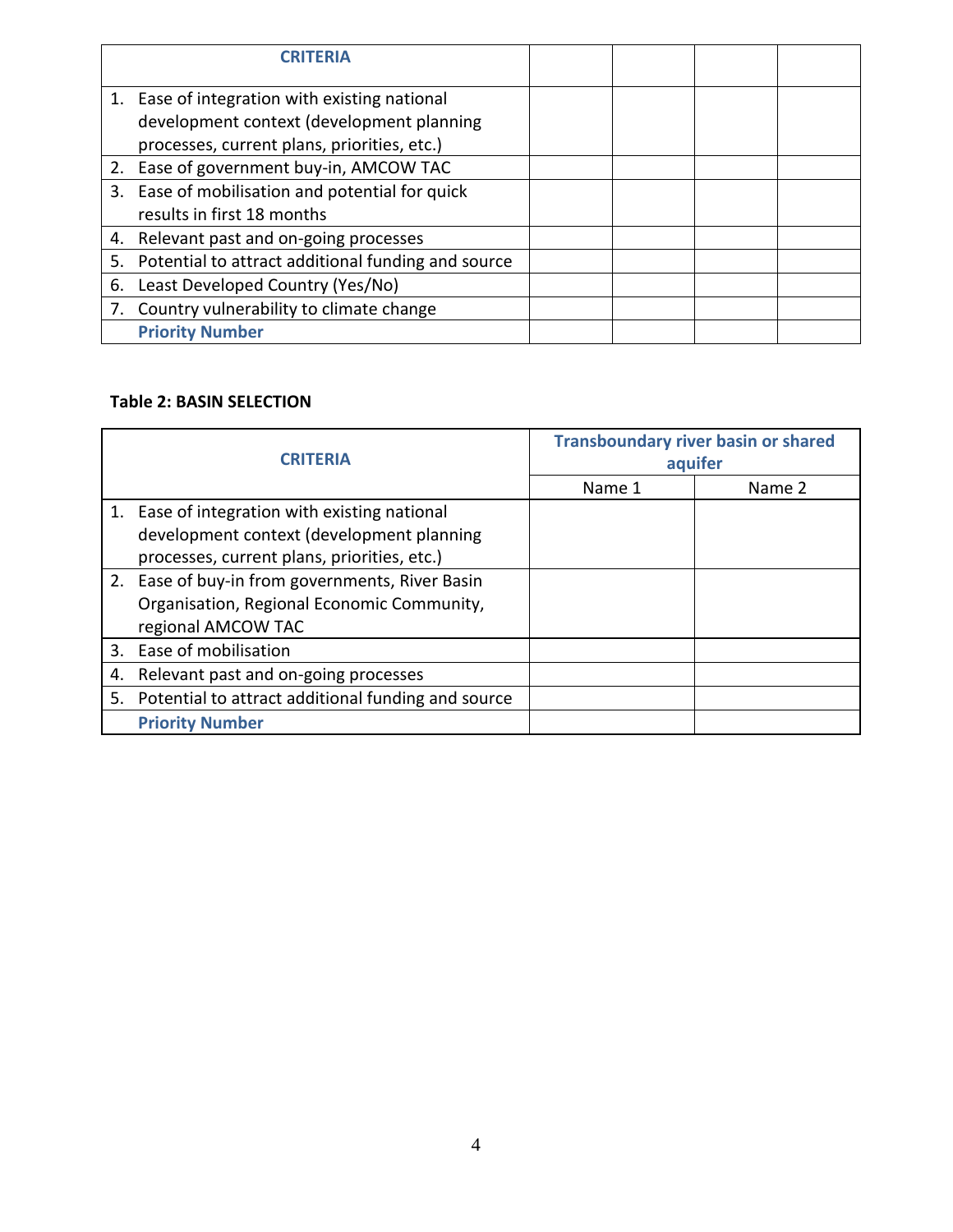| CRITERIA | | | | |
|---|---|---|---|---|
| 1. Ease of integration with existing national development context (development planning processes, current plans, priorities, etc.) | | | | |
| 2. Ease of government buy-in, AMCOW TAC | | | | |
| 3. Ease of mobilisation and potential for quick results in first 18 months | | | | |
| 4. Relevant past and on-going processes | | | | |
| 5. Potential to attract additional funding and source | | | | |
| 6. Least Developed Country (Yes/No) | | | | |
| 7. Country vulnerability to climate change | | | | |
| Priority Number | | | | |

**Table 2: BASIN SELECTION**

| CRITERIA | Transboundary river basin or shared aquifer | |
|---|---|---|
| | Name 1 | Name 2 |
| 1. Ease of integration with existing national development context (development planning processes, current plans, priorities, etc.) | | |
| 2. Ease of buy-in from governments, River Basin Organisation, Regional Economic Community, regional AMCOW TAC | | |
| 3. Ease of mobilisation | | |
| 4. Relevant past and on-going processes | | |
| 5. Potential to attract additional funding and source | | |
| Priority Number | | |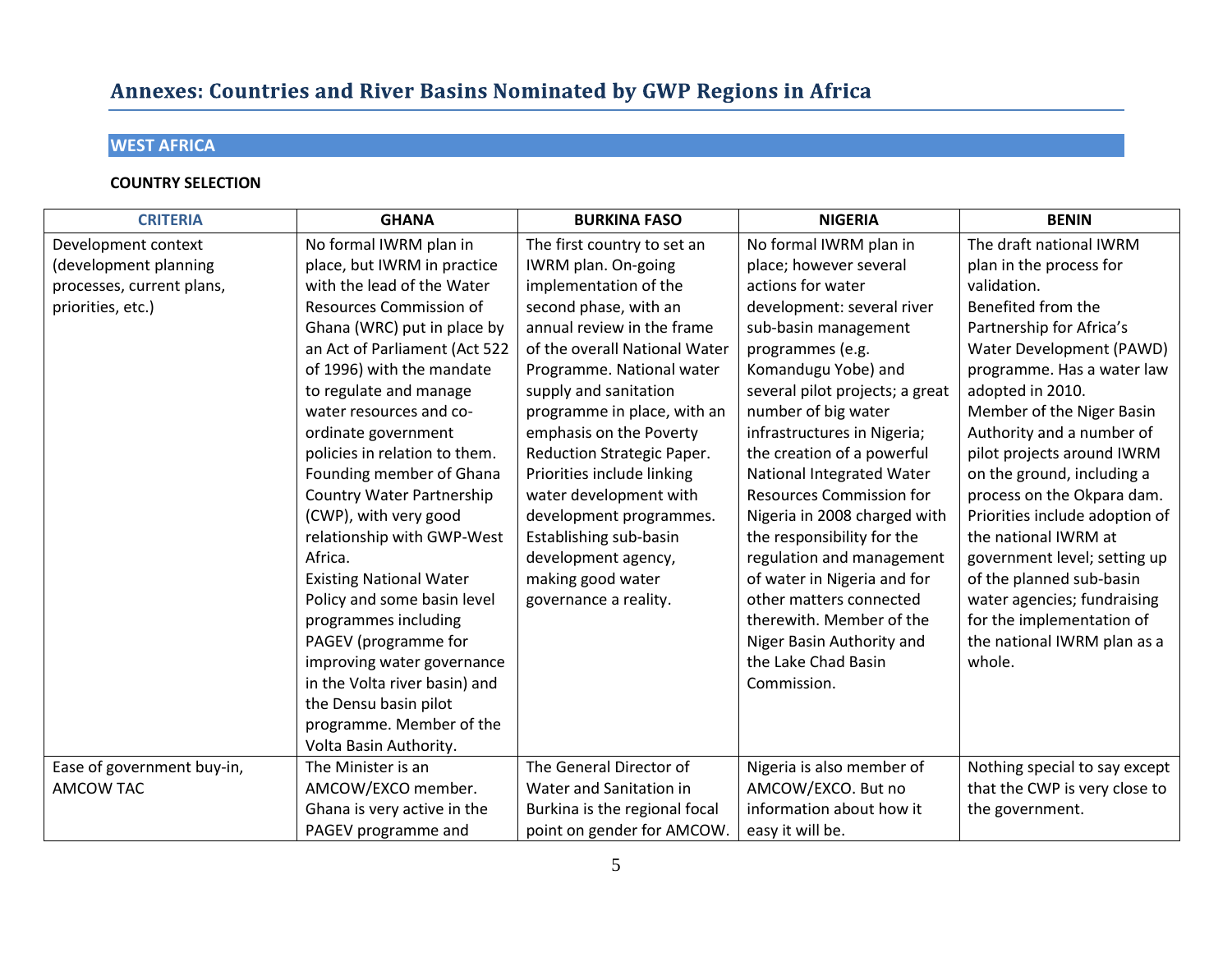# Annexes: Countries and River Basins Nominated by GWP Regions in Africa

## WEST AFRICA

**COUNTRY SELECTION**

| CRITERIA | GHANA | BURKINA FASO | NIGERIA | BENIN |
|---|---|---|---|---|
| Development context (development planning processes, current plans, priorities, etc.) | No formal IWRM plan in place, but IWRM in practice with the lead of the Water Resources Commission of Ghana (WRC) put in place by an Act of Parliament (Act 522 of 1996) with the mandate to regulate and manage water resources and co-ordinate government policies in relation to them. Founding member of Ghana Country Water Partnership (CWP), with very good relationship with GWP-West Africa. Existing National Water Policy and some basin level programmes including PAGEV (programme for improving water governance in the Volta river basin) and the Densu basin pilot programme. Member of the Volta Basin Authority. | The first country to set an IWRM plan. On-going implementation of the second phase, with an annual review in the frame of the overall National Water Programme. National water supply and sanitation programme in place, with an emphasis on the Poverty Reduction Strategic Paper. Priorities include linking water development with development programmes. Establishing sub-basin development agency, making good water governance a reality. | No formal IWRM plan in place; however several actions for water development: several river sub-basin management programmes (e.g. Komandugu Yobe) and several pilot projects; a great number of big water infrastructures in Nigeria; the creation of a powerful National Integrated Water Resources Commission for Nigeria in 2008 charged with the responsibility for the regulation and management of water in Nigeria and for other matters connected therewith. Member of the Niger Basin Authority and the Lake Chad Basin Commission. | The draft national IWRM plan in the process for validation. Benefited from the Partnership for Africa's Water Development (PAWD) programme. Has a water law adopted in 2010. Member of the Niger Basin Authority and a number of pilot projects around IWRM on the ground, including a process on the Okpara dam. Priorities include adoption of the national IWRM at government level; setting up of the planned sub-basin water agencies; fundraising for the implementation of the national IWRM plan as a whole. |
| Ease of government buy-in, AMCOW TAC | The Minister is an AMCOW/EXCO member. Ghana is very active in the PAGEV programme and | The General Director of Water and Sanitation in Burkina is the regional focal point on gender for AMCOW. | Nigeria is also member of AMCOW/EXCO. But no information about how it easy it will be. | Nothing special to say except that the CWP is very close to the government. |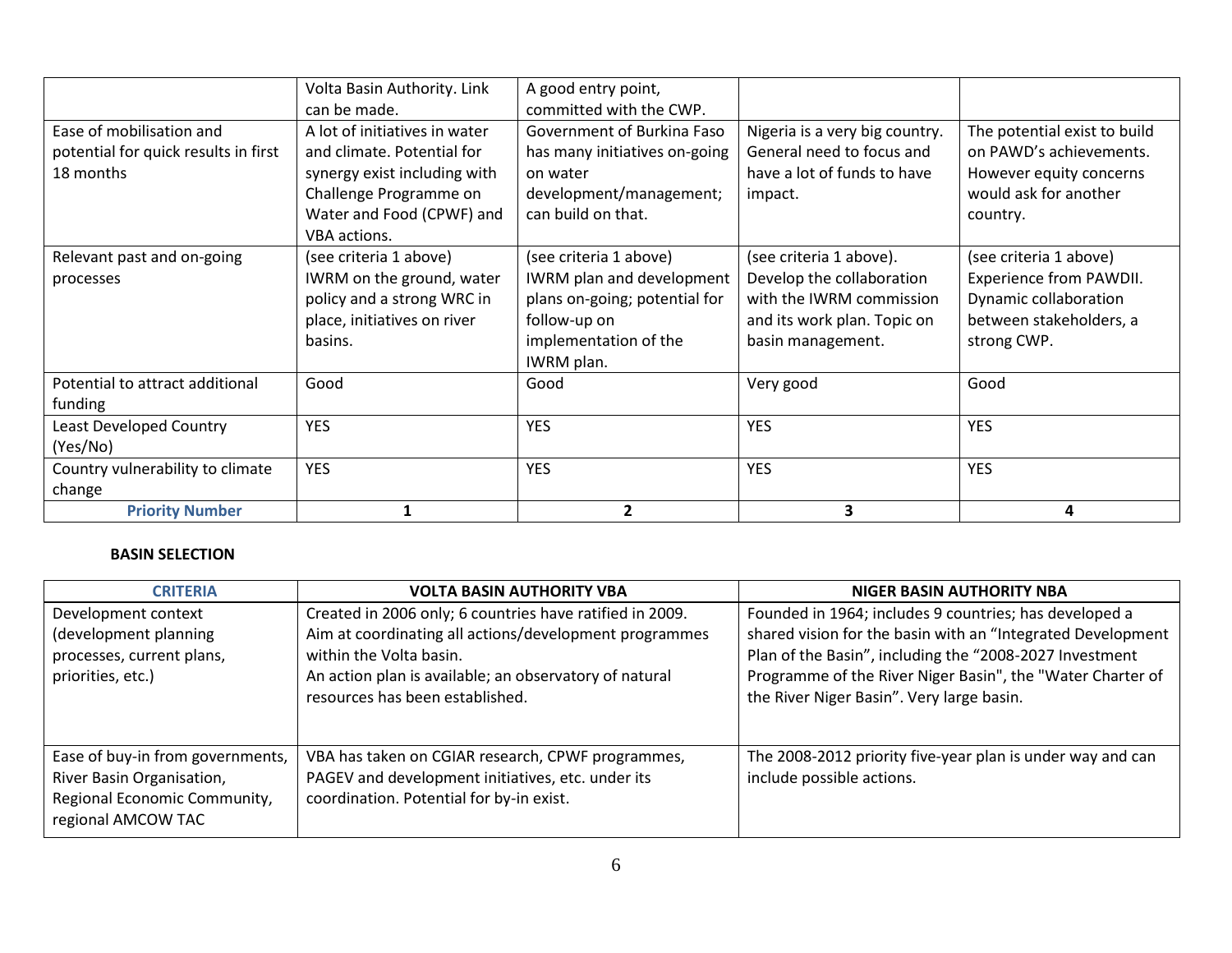| | | | | |
|---|---|---|---|---|
| | Volta Basin Authority. Link can be made. | A good entry point, committed with the CWP. | | |
| Ease of mobilisation and potential for quick results in first 18 months | A lot of initiatives in water and climate. Potential for synergy exist including with Challenge Programme on Water and Food (CPWF) and VBA actions. | Government of Burkina Faso has many initiatives on-going on water development/management; can build on that. | Nigeria is a very big country. General need to focus and have a lot of funds to have impact. | The potential exist to build on PAWD's achievements. However equity concerns would ask for another country. |
| Relevant past and on-going processes | (see criteria 1 above) IWRM on the ground, water policy and a strong WRC in place, initiatives on river basins. | (see criteria 1 above) IWRM plan and development plans on-going; potential for follow-up on implementation of the IWRM plan. | (see criteria 1 above). Develop the collaboration with the IWRM commission and its work plan. Topic on basin management. | (see criteria 1 above) Experience from PAWDII. Dynamic collaboration between stakeholders, a strong CWP. |
| Potential to attract additional funding | Good | Good | Very good | Good |
| Least Developed Country (Yes/No) | YES | YES | YES | YES |
| Country vulnerability to climate change | YES | YES | YES | YES |
| **Priority Number** | **1** | **2** | **3** | **4** |

**BASIN SELECTION**

| CRITERIA | VOLTA BASIN AUTHORITY VBA | NIGER BASIN AUTHORITY NBA |
|---|---|---|
| Development context (development planning processes, current plans, priorities, etc.) | Created in 2006 only; 6 countries have ratified in 2009. Aim at coordinating all actions/development programmes within the Volta basin. An action plan is available; an observatory of natural resources has been established. | Founded in 1964; includes 9 countries; has developed a shared vision for the basin with an "Integrated Development Plan of the Basin", including the "2008-2027 Investment Programme of the River Niger Basin", the "Water Charter of the River Niger Basin". Very large basin. |
| Ease of buy-in from governments, River Basin Organisation, Regional Economic Community, regional AMCOW TAC | VBA has taken on CGIAR research, CPWF programmes, PAGEV and development initiatives, etc. under its coordination. Potential for by-in exist. | The 2008-2012 priority five-year plan is under way and can include possible actions. |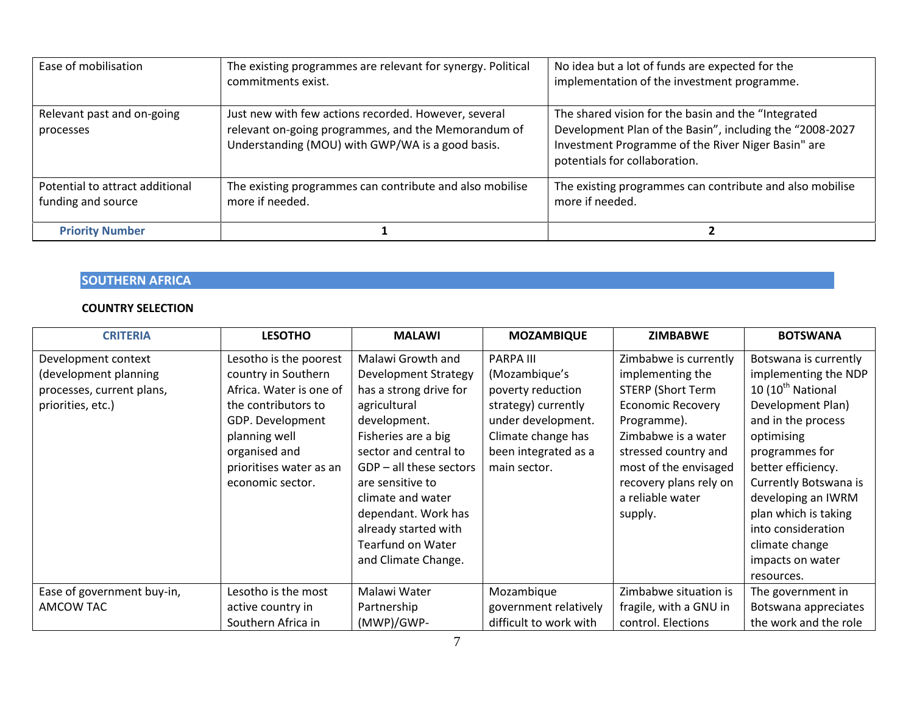| | | |
|---|---|---|
| Ease of mobilisation | The existing programmes are relevant for synergy. Political commitments exist. | No idea but a lot of funds are expected for the implementation of the investment programme. |
| Relevant past and on-going processes | Just new with few actions recorded. However, several relevant on-going programmes, and the Memorandum of Understanding (MOU) with GWP/WA is a good basis. | The shared vision for the basin and the "Integrated Development Plan of the Basin", including the "2008-2027 Investment Programme of the River Niger Basin" are potentials for collaboration. |
| Potential to attract additional funding and source | The existing programmes can contribute and also mobilise more if needed. | The existing programmes can contribute and also mobilise more if needed. |
| **Priority Number** | **1** | **2** |

## SOUTHERN AFRICA

### COUNTRY SELECTION

| CRITERIA | LESOTHO | MALAWI | MOZAMBIQUE | ZIMBABWE | BOTSWANA |
|---|---|---|---|---|---|
| Development context (development planning processes, current plans, priorities, etc.) | Lesotho is the poorest country in Southern Africa. Water is one of the contributors to GDP. Development planning well organised and prioritises water as an economic sector. | Malawi Growth and Development Strategy has a strong drive for agricultural development. Fisheries are a big sector and central to GDP – all these sectors are sensitive to climate and water dependant. Work has already started with Tearfund on Water and Climate Change. | PARPA III (Mozambique's poverty reduction strategy) currently under development. Climate change has been integrated as a main sector. | Zimbabwe is currently implementing the STERP (Short Term Economic Recovery Programme). Zimbabwe is a water stressed country and most of the envisaged recovery plans rely on a reliable water supply. | Botswana is currently implementing the NDP 10 (10th National Development Plan) and in the process optimising programmes for better efficiency. Currently Botswana is developing an IWRM plan which is taking into consideration climate change impacts on water resources. |
| Ease of government buy-in, AMCOW TAC | Lesotho is the most active country in Southern Africa in | Malawi Water Partnership (MWP)/GWP- | Mozambique government relatively difficult to work with | Zimbabwe situation is fragile, with a GNU in control. Elections | The government in Botswana appreciates the work and the role |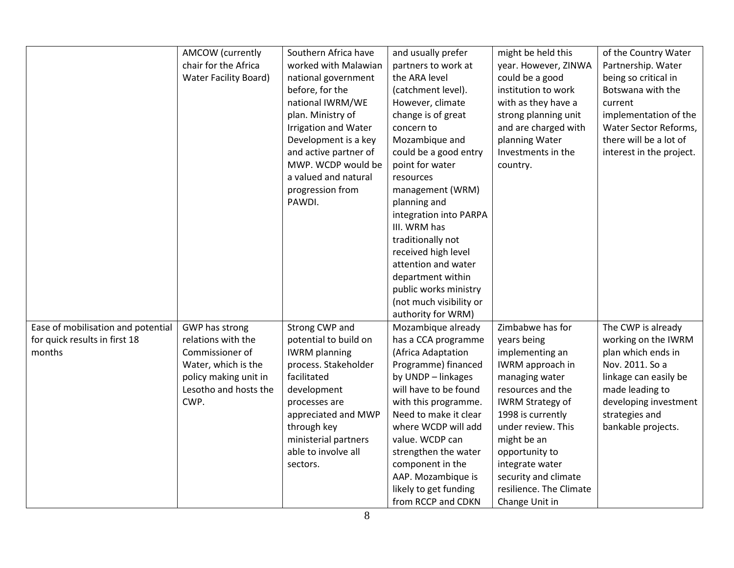| | | | | | |
|---|---|---|---|---|---|
| | AMCOW (currently chair for the Africa Water Facility Board) | Southern Africa have worked with Malawian national government before, for the national IWRM/WE plan. Ministry of Irrigation and Water Development is a key and active partner of MWP. WCDP would be a valued and natural progression from PAWDI. | and usually prefer partners to work at the ARA level (catchment level). However, climate change is of great concern to Mozambique and could be a good entry point for water resources management (WRM) planning and integration into PARPA III. WRM has traditionally not received high level attention and water department within public works ministry (not much visibility or authority for WRM) | might be held this year. However, ZINWA could be a good institution to work with as they have a strong planning unit and are charged with planning Water Investments in the country. | of the Country Water Partnership. Water being so critical in Botswana with the current implementation of the Water Sector Reforms, there will be a lot of interest in the project. |
| Ease of mobilisation and potential for quick results in first 18 months | GWP has strong relations with the Commissioner of Water, which is the policy making unit in Lesotho and hosts the CWP. | Strong CWP and potential to build on IWRM planning process. Stakeholder facilitated development processes are appreciated and MWP through key ministerial partners able to involve all sectors. | Mozambique already has a CCA programme (Africa Adaptation Programme) financed by UNDP – linkages will have to be found with this programme. Need to make it clear where WCDP will add value. WCDP can strengthen the water component in the AAP. Mozambique is likely to get funding from RCCP and CDKN | Zimbabwe has for years being implementing an IWRM approach in managing water resources and the IWRM Strategy of 1998 is currently under review. This might be an opportunity to integrate water security and climate resilience. The Climate Change Unit in | The CWP is already working on the IWRM plan which ends in Nov. 2011. So a linkage can easily be made leading to developing investment strategies and bankable projects. |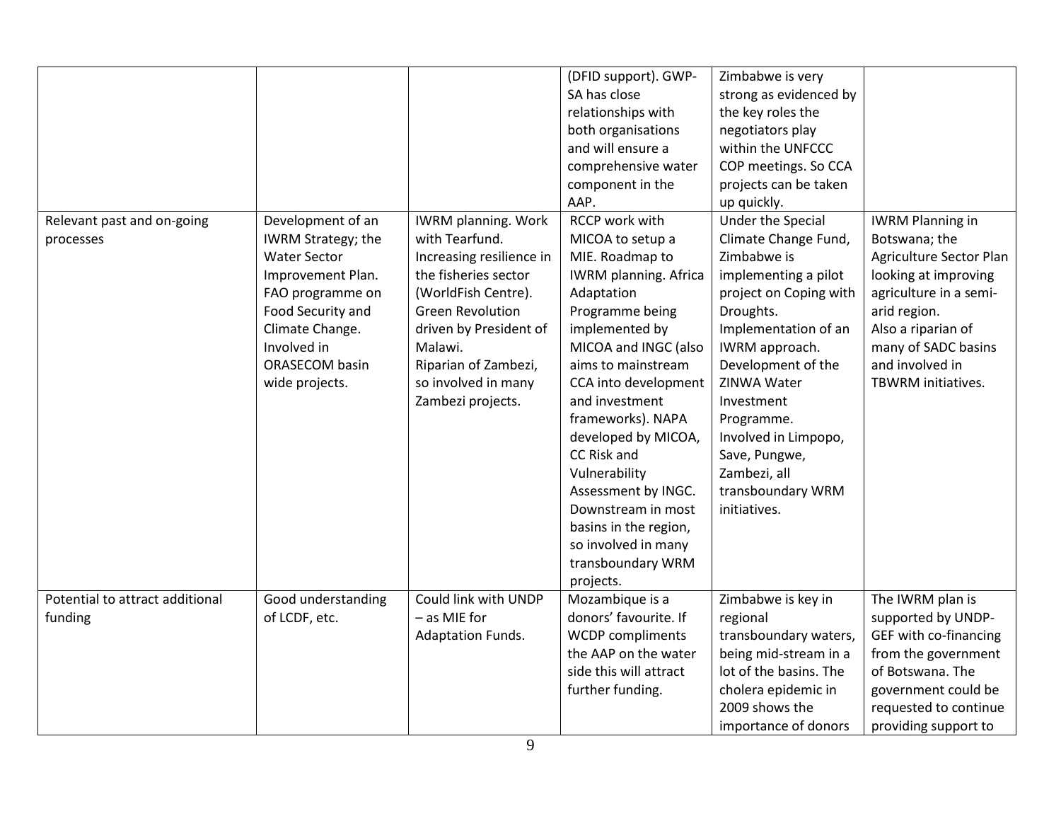| | | | | | |
|---|---|---|---|---|---|
| | | | (DFID support). GWP-SA has close relationships with both organisations and will ensure a comprehensive water component in the AAP. | Zimbabwe is very strong as evidenced by the key roles the negotiators play within the UNFCCC COP meetings. So CCA projects can be taken up quickly. | |
| Relevant past and on-going processes | Development of an IWRM Strategy; the Water Sector Improvement Plan. FAO programme on Food Security and Climate Change. Involved in ORASECOM basin wide projects. | IWRM planning. Work with Tearfund. Increasing resilience in the fisheries sector (WorldFish Centre). Green Revolution driven by President of Malawi. Riparian of Zambezi, so involved in many Zambezi projects. | RCCP work with MICOA to setup a MIE. Roadmap to IWRM planning. Africa Adaptation Programme being implemented by MICOA and INGC (also aims to mainstream CCA into development and investment frameworks). NAPA developed by MICOA, CC Risk and Vulnerability Assessment by INGC. Downstream in most basins in the region, so involved in many transboundary WRM projects. | Under the Special Climate Change Fund, Zimbabwe is implementing a pilot project on Coping with Droughts. Implementation of an IWRM approach. Development of the ZINWA Water Investment Programme. Involved in Limpopo, Save, Pungwe, Zambezi, all transboundary WRM initiatives. | IWRM Planning in Botswana; the Agriculture Sector Plan looking at improving agriculture in a semi-arid region. Also a riparian of many of SADC basins and involved in TBWRM initiatives. |
| Potential to attract additional funding | Good understanding of LCDF, etc. | Could link with UNDP – as MIE for Adaptation Funds. | Mozambique is a donors' favourite. If WCDP compliments the AAP on the water side this will attract further funding. | Zimbabwe is key in regional transboundary waters, being mid-stream in a lot of the basins. The cholera epidemic in 2009 shows the importance of donors | The IWRM plan is supported by UNDP-GEF with co-financing from the government of Botswana. The government could be requested to continue providing support to |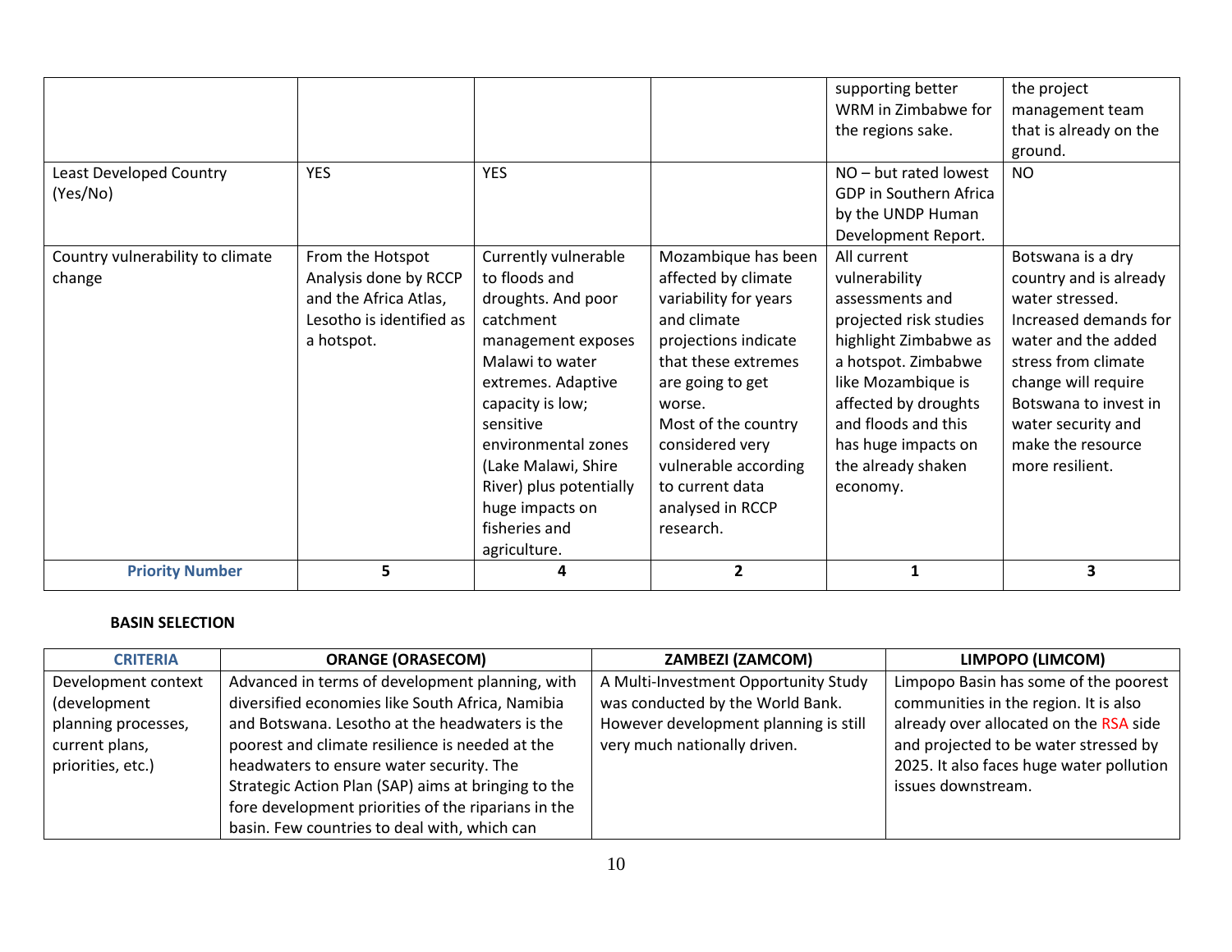| | | | | | |
|---|---|---|---|---|---|
| | | | | supporting better WRM in Zimbabwe for the regions sake. | the project management team that is already on the ground. |
| Least Developed Country (Yes/No) | YES | YES | | NO – but rated lowest GDP in Southern Africa by the UNDP Human Development Report. | NO |
| Country vulnerability to climate change | From the Hotspot Analysis done by RCCP and the Africa Atlas, Lesotho is identified as a hotspot. | Currently vulnerable to floods and droughts. And poor catchment management exposes Malawi to water extremes. Adaptive capacity is low; sensitive environmental zones (Lake Malawi, Shire River) plus potentially huge impacts on fisheries and agriculture. | Mozambique has been affected by climate variability for years and climate projections indicate that these extremes are going to get worse. Most of the country considered very vulnerable according to current data analysed in RCCP research. | All current vulnerability assessments and projected risk studies highlight Zimbabwe as a hotspot. Zimbabwe like Mozambique is affected by droughts and floods and this has huge impacts on the already shaken economy. | Botswana is a dry country and is already water stressed. Increased demands for water and the added stress from climate change will require Botswana to invest in water security and make the resource more resilient. |
| **Priority Number** | **5** | **4** | **2** | **1** | **3** |

**BASIN SELECTION**

| CRITERIA | ORANGE (ORASECOM) | ZAMBEZI (ZAMCOM) | LIMPOPO (LIMCOM) |
|---|---|---|---|
| Development context (development planning processes, current plans, priorities, etc.) | Advanced in terms of development planning, with diversified economies like South Africa, Namibia and Botswana. Lesotho at the headwaters is the poorest and climate resilience is needed at the headwaters to ensure water security. The Strategic Action Plan (SAP) aims at bringing to the fore development priorities of the riparians in the basin. Few countries to deal with, which can | A Multi-Investment Opportunity Study was conducted by the World Bank. However development planning is still very much nationally driven. | Limpopo Basin has some of the poorest communities in the region. It is also already over allocated on the RSA side and projected to be water stressed by 2025. It also faces huge water pollution issues downstream. |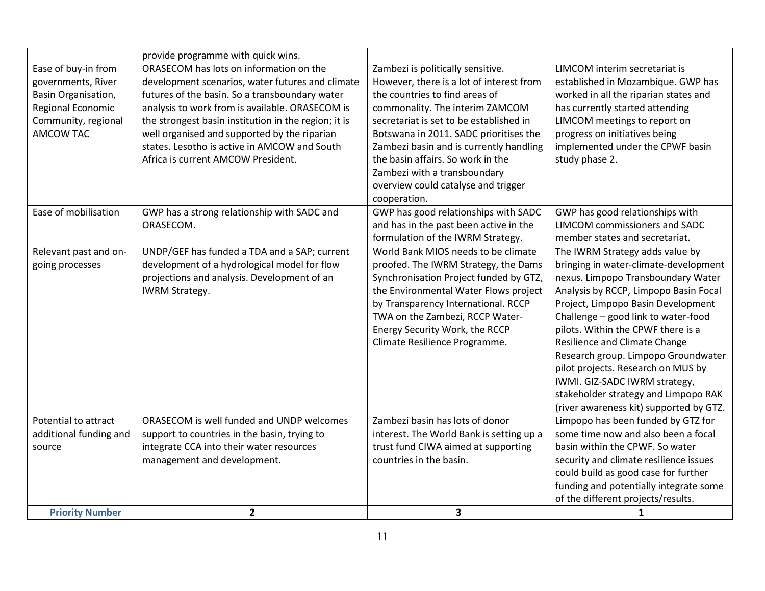| | | | |
|---|---|---|---|
| | provide programme with quick wins. | | |
| Ease of buy-in from governments, River Basin Organisation, Regional Economic Community, regional AMCOW TAC | ORASECOM has lots on information on the development scenarios, water futures and climate futures of the basin. So a transboundary water analysis to work from is available. ORASECOM is the strongest basin institution in the region; it is well organised and supported by the riparian states. Lesotho is active in AMCOW and South Africa is current AMCOW President. | Zambezi is politically sensitive. However, there is a lot of interest from the countries to find areas of commonality. The interim ZAMCOM secretariat is set to be established in Botswana in 2011. SADC prioritises the Zambezi basin and is currently handling the basin affairs. So work in the Zambezi with a transboundary overview could catalyse and trigger cooperation. | LIMCOM interim secretariat is established in Mozambique. GWP has worked in all the riparian states and has currently started attending LIMCOM meetings to report on progress on initiatives being implemented under the CPWF basin study phase 2. |
| Ease of mobilisation | GWP has a strong relationship with SADC and ORASECOM. | GWP has good relationships with SADC and has in the past been active in the formulation of the IWRM Strategy. | GWP has good relationships with LIMCOM commissioners and SADC member states and secretariat. |
| Relevant past and on-going processes | UNDP/GEF has funded a TDA and a SAP; current development of a hydrological model for flow projections and analysis. Development of an IWRM Strategy. | World Bank MIOS needs to be climate proofed. The IWRM Strategy, the Dams Synchronisation Project funded by GTZ, the Environmental Water Flows project by Transparency International. RCCP TWA on the Zambezi, RCCP Water-Energy Security Work, the RCCP Climate Resilience Programme. | The IWRM Strategy adds value by bringing in water-climate-development nexus. Limpopo Transboundary Water Analysis by RCCP, Limpopo Basin Focal Project, Limpopo Basin Development Challenge – good link to water-food pilots. Within the CPWF there is a Resilience and Climate Change Research group. Limpopo Groundwater pilot projects. Research on MUS by IWMI. GIZ-SADC IWRM strategy, stakeholder strategy and Limpopo RAK (river awareness kit) supported by GTZ. |
| Potential to attract additional funding and source | ORASECOM is well funded and UNDP welcomes support to countries in the basin, trying to integrate CCA into their water resources management and development. | Zambezi basin has lots of donor interest. The World Bank is setting up a trust fund CIWA aimed at supporting countries in the basin. | Limpopo has been funded by GTZ for some time now and also been a focal basin within the CPWF. So water security and climate resilience issues could build as good case for further funding and potentially integrate some of the different projects/results. |
| **Priority Number** | **2** | **3** | **1** |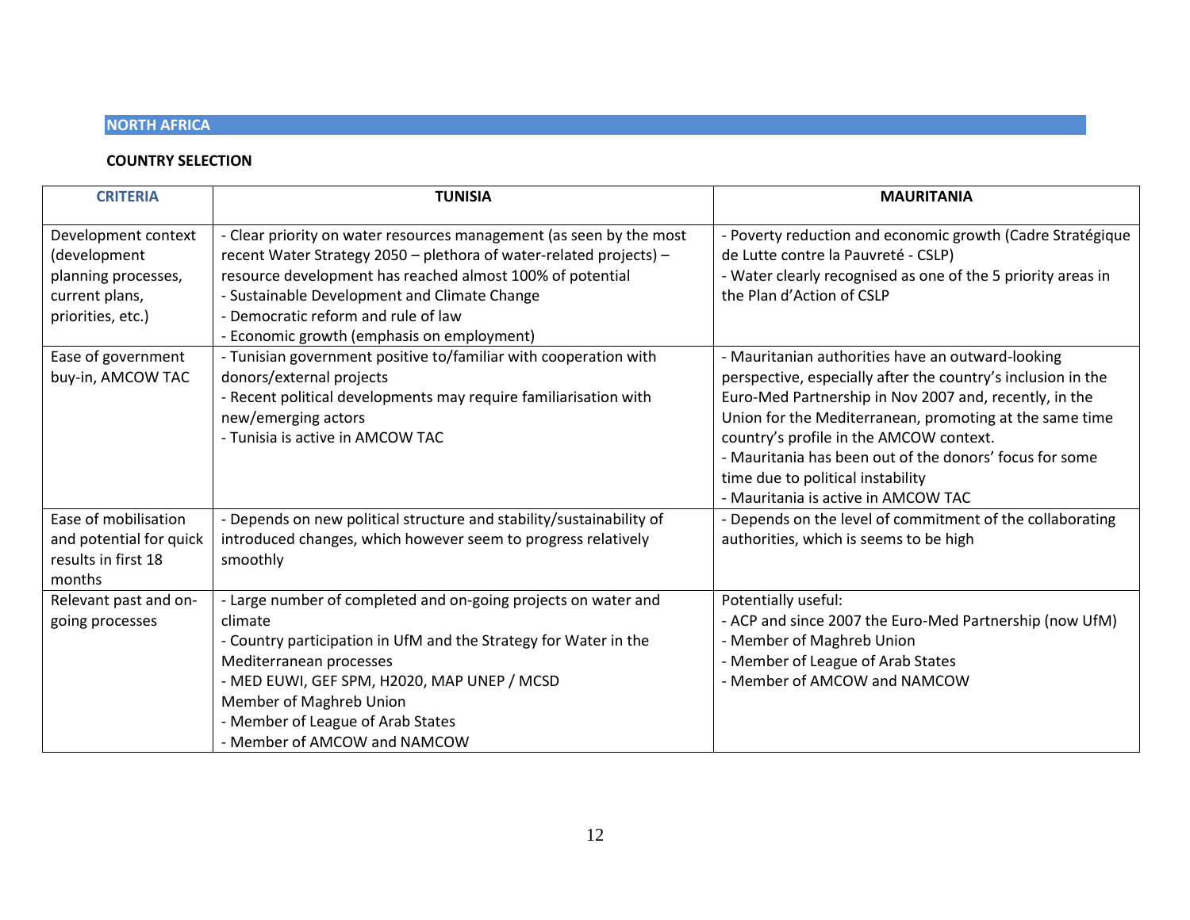## NORTH AFRICA

**COUNTRY SELECTION**

| CRITERIA | TUNISIA | MAURITANIA |
|---|---|---|
| Development context (development planning processes, current plans, priorities, etc.) | - Clear priority on water resources management (as seen by the most recent Water Strategy 2050 – plethora of water-related projects) – resource development has reached almost 100% of potential<br>- Sustainable Development and Climate Change<br>- Democratic reform and rule of law<br>- Economic growth (emphasis on employment) | - Poverty reduction and economic growth (Cadre Stratégique de Lutte contre la Pauvreté - CSLP)<br>- Water clearly recognised as one of the 5 priority areas in the Plan d'Action of CSLP |
| Ease of government buy-in, AMCOW TAC | - Tunisian government positive to/familiar with cooperation with donors/external projects<br>- Recent political developments may require familiarisation with new/emerging actors<br>- Tunisia is active in AMCOW TAC | - Mauritanian authorities have an outward-looking perspective, especially after the country's inclusion in the Euro-Med Partnership in Nov 2007 and, recently, in the Union for the Mediterranean, promoting at the same time country's profile in the AMCOW context.<br>- Mauritania has been out of the donors' focus for some time due to political instability<br>- Mauritania is active in AMCOW TAC |
| Ease of mobilisation and potential for quick results in first 18 months | - Depends on new political structure and stability/sustainability of introduced changes, which however seem to progress relatively smoothly | - Depends on the level of commitment of the collaborating authorities, which is seems to be high |
| Relevant past and on-going processes | - Large number of completed and on-going projects on water and climate<br>- Country participation in UfM and the Strategy for Water in the Mediterranean processes<br>- MED EUWI, GEF SPM, H2020, MAP UNEP / MCSD<br>Member of Maghreb Union<br>- Member of League of Arab States<br>- Member of AMCOW and NAMCOW | Potentially useful:<br>- ACP and since 2007 the Euro-Med Partnership (now UfM)<br>- Member of Maghreb Union<br>- Member of League of Arab States<br>- Member of AMCOW and NAMCOW |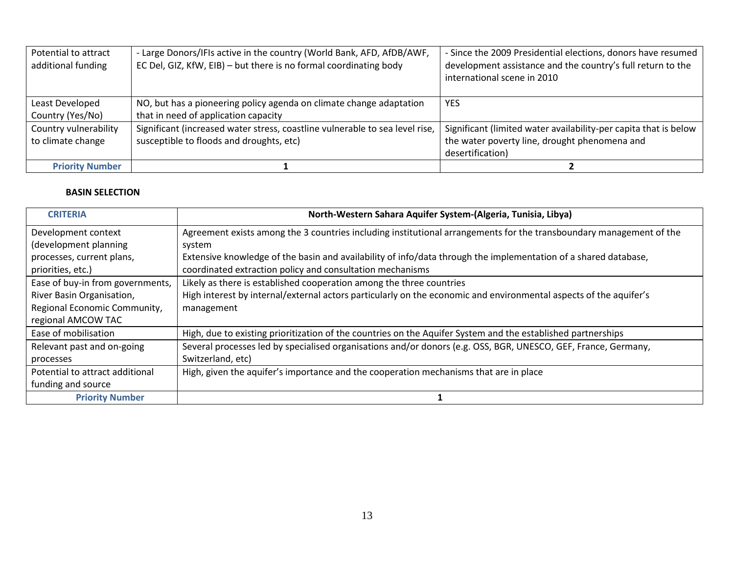| | | |
|---|---|---|
| Potential to attract additional funding | - Large Donors/IFIs active in the country (World Bank, AFD, AfDB/AWF, EC Del, GIZ, KfW, EIB) – but there is no formal coordinating body | - Since the 2009 Presidential elections, donors have resumed development assistance and the country's full return to the international scene in 2010 |
| Least Developed Country (Yes/No) | NO, but has a pioneering policy agenda on climate change adaptation that in need of application capacity | YES |
| Country vulnerability to climate change | Significant (increased water stress, coastline vulnerable to sea level rise, susceptible to floods and droughts, etc) | Significant (limited water availability-per capita that is below the water poverty line, drought phenomena and desertification) |
| **Priority Number** | **1** | **2** |

**BASIN SELECTION**

| **CRITERIA** | **North-Western Sahara Aquifer System-(Algeria, Tunisia, Libya)** |
|---|---|
| Development context (development planning processes, current plans, priorities, etc.) | Agreement exists among the 3 countries including institutional arrangements for the transboundary management of the system<br>Extensive knowledge of the basin and availability of info/data through the implementation of a shared database, coordinated extraction policy and consultation mechanisms |
| Ease of buy-in from governments, River Basin Organisation, Regional Economic Community, regional AMCOW TAC | Likely as there is established cooperation among the three countries<br>High interest by internal/external actors particularly on the economic and environmental aspects of the aquifer's management |
| Ease of mobilisation | High, due to existing prioritization of the countries on the Aquifer System and the established partnerships |
| Relevant past and on-going processes | Several processes led by specialised organisations and/or donors (e.g. OSS, BGR, UNESCO, GEF, France, Germany, Switzerland, etc) |
| Potential to attract additional funding and source | High, given the aquifer's importance and the cooperation mechanisms that are in place |
| **Priority Number** | **1** |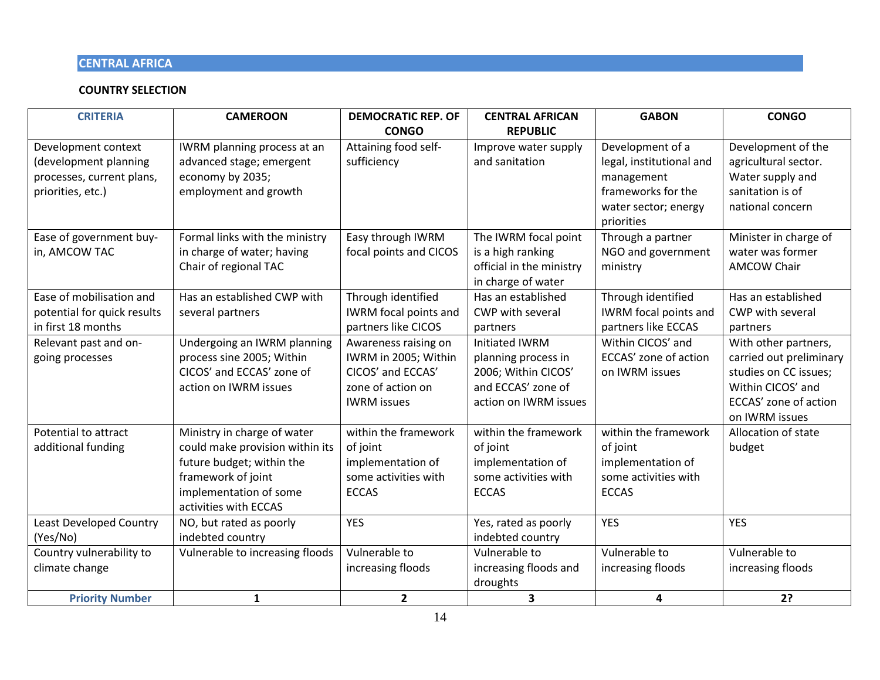## CENTRAL AFRICA

### COUNTRY SELECTION

| CRITERIA | CAMEROON | DEMOCRATIC REP. OF CONGO | CENTRAL AFRICAN REPUBLIC | GABON | CONGO |
|---|---|---|---|---|---|
| Development context (development planning processes, current plans, priorities, etc.) | IWRM planning process at an advanced stage; emergent economy by 2035; employment and growth | Attaining food self-sufficiency | Improve water supply and sanitation | Development of a legal, institutional and management frameworks for the water sector; energy priorities | Development of the agricultural sector. Water supply and sanitation is of national concern |
| Ease of government buy-in, AMCOW TAC | Formal links with the ministry in charge of water; having Chair of regional TAC | Easy through IWRM focal points and CICOS | The IWRM focal point is a high ranking official in the ministry in charge of water | Through a partner NGO and government ministry | Minister in charge of water was former AMCOW Chair |
| Ease of mobilisation and potential for quick results in first 18 months | Has an established CWP with several partners | Through identified IWRM focal points and partners like CICOS | Has an established CWP with several partners | Through identified IWRM focal points and partners like ECCAS | Has an established CWP with several partners |
| Relevant past and on-going processes | Undergoing an IWRM planning process sine 2005; Within CICOS' and ECCAS' zone of action on IWRM issues | Awareness raising on IWRM in 2005; Within CICOS' and ECCAS' zone of action on IWRM issues | Initiated IWRM planning process in 2006; Within CICOS' and ECCAS' zone of action on IWRM issues | Within CICOS' and ECCAS' zone of action on IWRM issues | With other partners, carried out preliminary studies on CC issues; Within CICOS' and ECCAS' zone of action on IWRM issues |
| Potential to attract additional funding | Ministry in charge of water could make provision within its future budget; within the framework of joint implementation of some activities with ECCAS | within the framework of joint implementation of some activities with ECCAS | within the framework of joint implementation of some activities with ECCAS | within the framework of joint implementation of some activities with ECCAS | Allocation of state budget |
| Least Developed Country (Yes/No) | NO, but rated as poorly indebted country | YES | Yes, rated as poorly indebted country | YES | YES |
| Country vulnerability to climate change | Vulnerable to increasing floods | Vulnerable to increasing floods | Vulnerable to increasing floods and droughts | Vulnerable to increasing floods | Vulnerable to increasing floods |
| **Priority Number** | **1** | **2** | **3** | **4** | **2?** |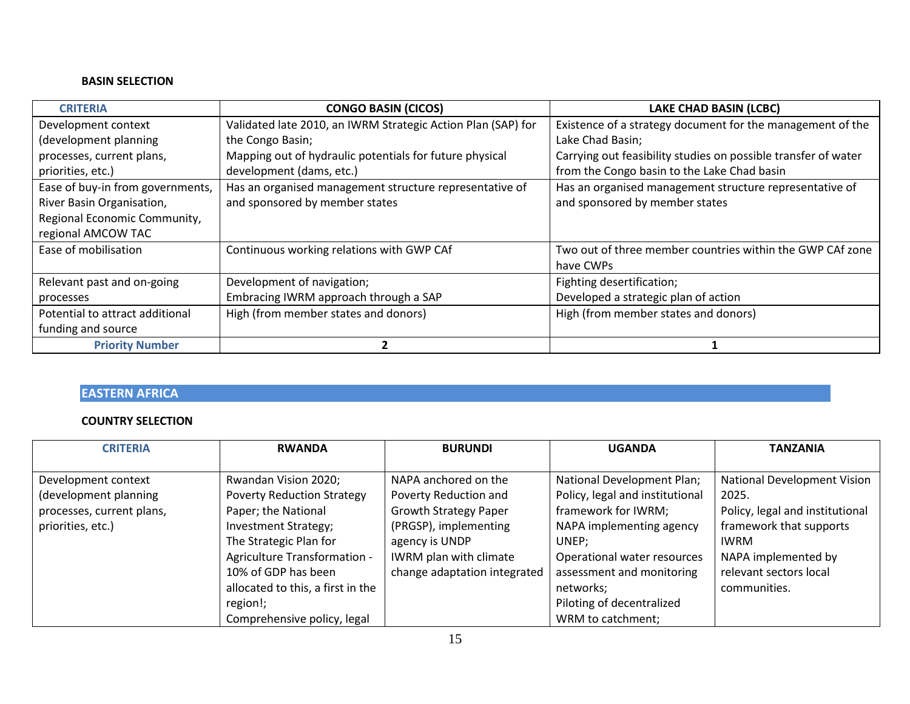**BASIN SELECTION**

| CRITERIA | CONGO BASIN (CICOS) | LAKE CHAD BASIN (LCBC) |
|---|---|---|
| Development context (development planning processes, current plans, priorities, etc.) | Validated late 2010, an IWRM Strategic Action Plan (SAP) for the Congo Basin;<br>Mapping out of hydraulic potentials for future physical development (dams, etc.) | Existence of a strategy document for the management of the Lake Chad Basin;<br>Carrying out feasibility studies on possible transfer of water from the Congo basin to the Lake Chad basin |
| Ease of buy-in from governments, River Basin Organisation, Regional Economic Community, regional AMCOW TAC | Has an organised management structure representative of and sponsored by member states | Has an organised management structure representative of and sponsored by member states |
| Ease of mobilisation | Continuous working relations with GWP CAf | Two out of three member countries within the GWP CAf zone have CWPs |
| Relevant past and on-going processes | Development of navigation;<br>Embracing IWRM approach through a SAP | Fighting desertification;<br>Developed a strategic plan of action |
| Potential to attract additional funding and source | High (from member states and donors) | High (from member states and donors) |
| **Priority Number** | **2** | **1** |

## EASTERN AFRICA

**COUNTRY SELECTION**

| CRITERIA | RWANDA | BURUNDI | UGANDA | TANZANIA |
|---|---|---|---|---|
| Development context (development planning processes, current plans, priorities, etc.) | Rwandan Vision 2020;<br>Poverty Reduction Strategy Paper; the National Investment Strategy;<br>The Strategic Plan for Agriculture Transformation - 10% of GDP has been allocated to this, a first in the region!;<br>Comprehensive policy, legal | NAPA anchored on the Poverty Reduction and Growth Strategy Paper (PRGSP), implementing agency is UNDP<br>IWRM plan with climate change adaptation integrated | National Development Plan;<br>Policy, legal and institutional framework for IWRM;<br>NAPA implementing agency UNEP;<br>Operational water resources assessment and monitoring networks;<br>Piloting of decentralized WRM to catchment; | National Development Vision 2025.<br>Policy, legal and institutional framework that supports IWRM<br>NAPA implemented by relevant sectors local communities. |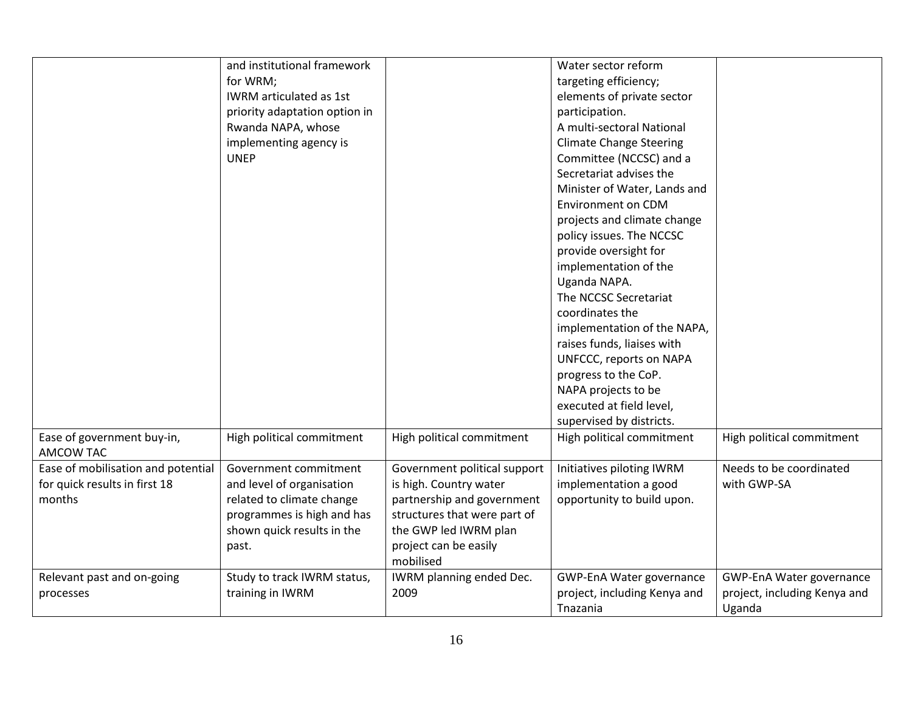| | | | | |
|---|---|---|---|---|
| | and institutional framework for WRM;<br>IWRM articulated as 1st priority adaptation option in Rwanda NAPA, whose implementing agency is UNEP | | Water sector reform targeting efficiency; elements of private sector participation.<br>A multi-sectoral National Climate Change Steering Committee (NCCSC) and a Secretariat advises the Minister of Water, Lands and Environment on CDM projects and climate change policy issues. The NCCSC provide oversight for implementation of the Uganda NAPA.<br>The NCCSC Secretariat coordinates the implementation of the NAPA, raises funds, liaises with UNFCCC, reports on NAPA progress to the CoP.<br>NAPA projects to be executed at field level, supervised by districts. | |
| Ease of government buy-in, AMCOW TAC | High political commitment | High political commitment | High political commitment | High political commitment |
| Ease of mobilisation and potential for quick results in first 18 months | Government commitment and level of organisation related to climate change programmes is high and has shown quick results in the past. | Government political support is high. Country water partnership and government structures that were part of the GWP led IWRM plan project can be easily mobilised | Initiatives piloting IWRM implementation a good opportunity to build upon. | Needs to be coordinated with GWP-SA |
| Relevant past and on-going processes | Study to track IWRM status, training in IWRM | IWRM planning ended Dec. 2009 | GWP-EnA Water governance project, including Kenya and Tnazania | GWP-EnA Water governance project, including Kenya and Uganda |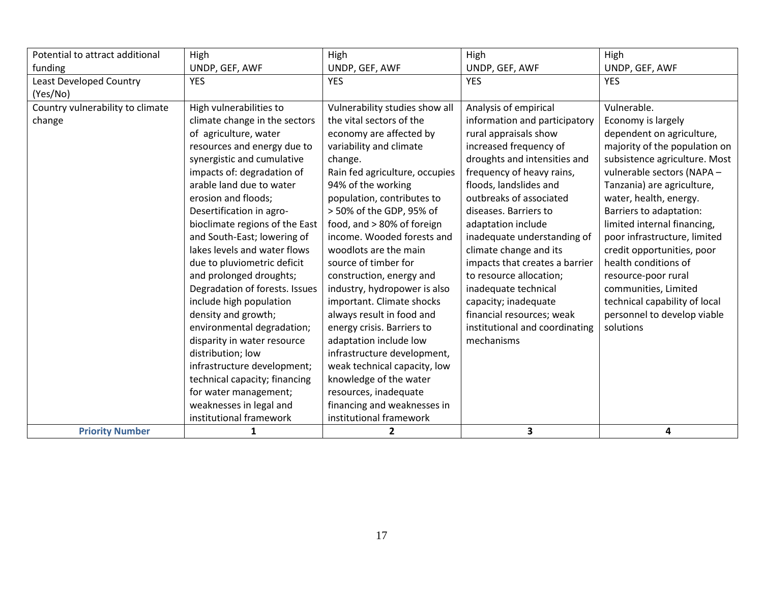| Potential to attract additional funding | High<br>UNDP, GEF, AWF | High<br>UNDP, GEF, AWF | High<br>UNDP, GEF, AWF | High<br>UNDP, GEF, AWF |
|---|---|---|---|---|
| Least Developed Country (Yes/No) | YES | YES | YES | YES |
| Country vulnerability to climate change | High vulnerabilities to climate change in the sectors of agriculture, water resources and energy due to synergistic and cumulative impacts of: degradation of arable land due to water erosion and floods; Desertification in agro-bioclimate regions of the East and South-East; lowering of lakes levels and water flows due to pluviometric deficit and prolonged droughts; Degradation of forests. Issues include high population density and growth; environmental degradation; disparity in water resource distribution; low infrastructure development; technical capacity; financing for water management; weaknesses in legal and institutional framework | Vulnerability studies show all the vital sectors of the economy are affected by variability and climate change.<br>Rain fed agriculture, occupies 94% of the working population, contributes to > 50% of the GDP, 95% of food, and > 80% of foreign income. Wooded forests and woodlots are the main source of timber for construction, energy and industry, hydropower is also important. Climate shocks always result in food and energy crisis. Barriers to adaptation include low infrastructure development, weak technical capacity, low knowledge of the water resources, inadequate financing and weaknesses in institutional framework | Analysis of empirical information and participatory rural appraisals show increased frequency of droughts and intensities and frequency of heavy rains, floods, landslides and outbreaks of associated diseases. Barriers to adaptation include inadequate understanding of climate change and its impacts that creates a barrier to resource allocation; inadequate technical capacity; inadequate financial resources; weak institutional and coordinating mechanisms | Vulnerable.<br>Economy is largely dependent on agriculture, majority of the population on subsistence agriculture. Most vulnerable sectors (NAPA – Tanzania) are agriculture, water, health, energy.<br>Barriers to adaptation: limited internal financing, poor infrastructure, limited credit opportunities, poor health conditions of resource-poor rural communities, Limited technical capability of local personnel to develop viable solutions |
| **Priority Number** | **1** | **2** | **3** | **4** |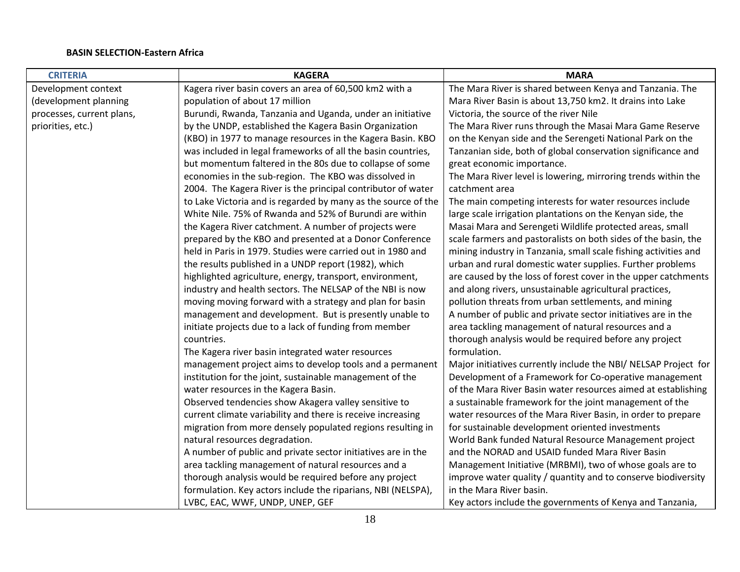**BASIN SELECTION-Eastern Africa**

| CRITERIA | KAGERA | MARA |
|---|---|---|
| Development context (development planning processes, current plans, priorities, etc.) | Kagera river basin covers an area of 60,500 km2 with a population of about 17 million<br>Burundi, Rwanda, Tanzania and Uganda, under an initiative by the UNDP, established the Kagera Basin Organization (KBO) in 1977 to manage resources in the Kagera Basin. KBO was included in legal frameworks of all the basin countries, but momentum faltered in the 80s due to collapse of some economies in the sub-region. The KBO was dissolved in 2004. The Kagera River is the principal contributor of water to Lake Victoria and is regarded by many as the source of the White Nile. 75% of Rwanda and 52% of Burundi are within the Kagera River catchment. A number of projects were prepared by the KBO and presented at a Donor Conference held in Paris in 1979. Studies were carried out in 1980 and the results published in a UNDP report (1982), which highlighted agriculture, energy, transport, environment, industry and health sectors. The NELSAP of the NBI is now moving moving forward with a strategy and plan for basin management and development. But is presently unable to initiate projects due to a lack of funding from member countries.<br>The Kagera river basin integrated water resources management project aims to develop tools and a permanent institution for the joint, sustainable management of the water resources in the Kagera Basin.<br>Observed tendencies show Akagera valley sensitive to current climate variability and there is receive increasing migration from more densely populated regions resulting in natural resources degradation.<br>A number of public and private sector initiatives are in the area tackling management of natural resources and a thorough analysis would be required before any project formulation. Key actors include the riparians, NBI (NELSPA), LVBC, EAC, WWF, UNDP, UNEP, GEF | The Mara River is shared between Kenya and Tanzania. The Mara River Basin is about 13,750 km2. It drains into Lake Victoria, the source of the river Nile<br>The Mara River runs through the Masai Mara Game Reserve on the Kenyan side and the Serengeti National Park on the Tanzanian side, both of global conservation significance and great economic importance.<br>The Mara River level is lowering, mirroring trends within the catchment area<br>The main competing interests for water resources include large scale irrigation plantations on the Kenyan side, the Masai Mara and Serengeti Wildlife protected areas, small scale farmers and pastoralists on both sides of the basin, the mining industry in Tanzania, small scale fishing activities and urban and rural domestic water supplies. Further problems are caused by the loss of forest cover in the upper catchments and along rivers, unsustainable agricultural practices, pollution threats from urban settlements, and mining<br>A number of public and private sector initiatives are in the area tackling management of natural resources and a thorough analysis would be required before any project formulation.<br>Major initiatives currently include the NBI/ NELSAP Project for Development of a Framework for Co-operative management of the Mara River Basin water resources aimed at establishing a sustainable framework for the joint management of the water resources of the Mara River Basin, in order to prepare for sustainable development oriented investments<br>World Bank funded Natural Resource Management project and the NORAD and USAID funded Mara River Basin Management Initiative (MRBMI), two of whose goals are to improve water quality / quantity and to conserve biodiversity in the Mara River basin.<br>Key actors include the governments of Kenya and Tanzania, |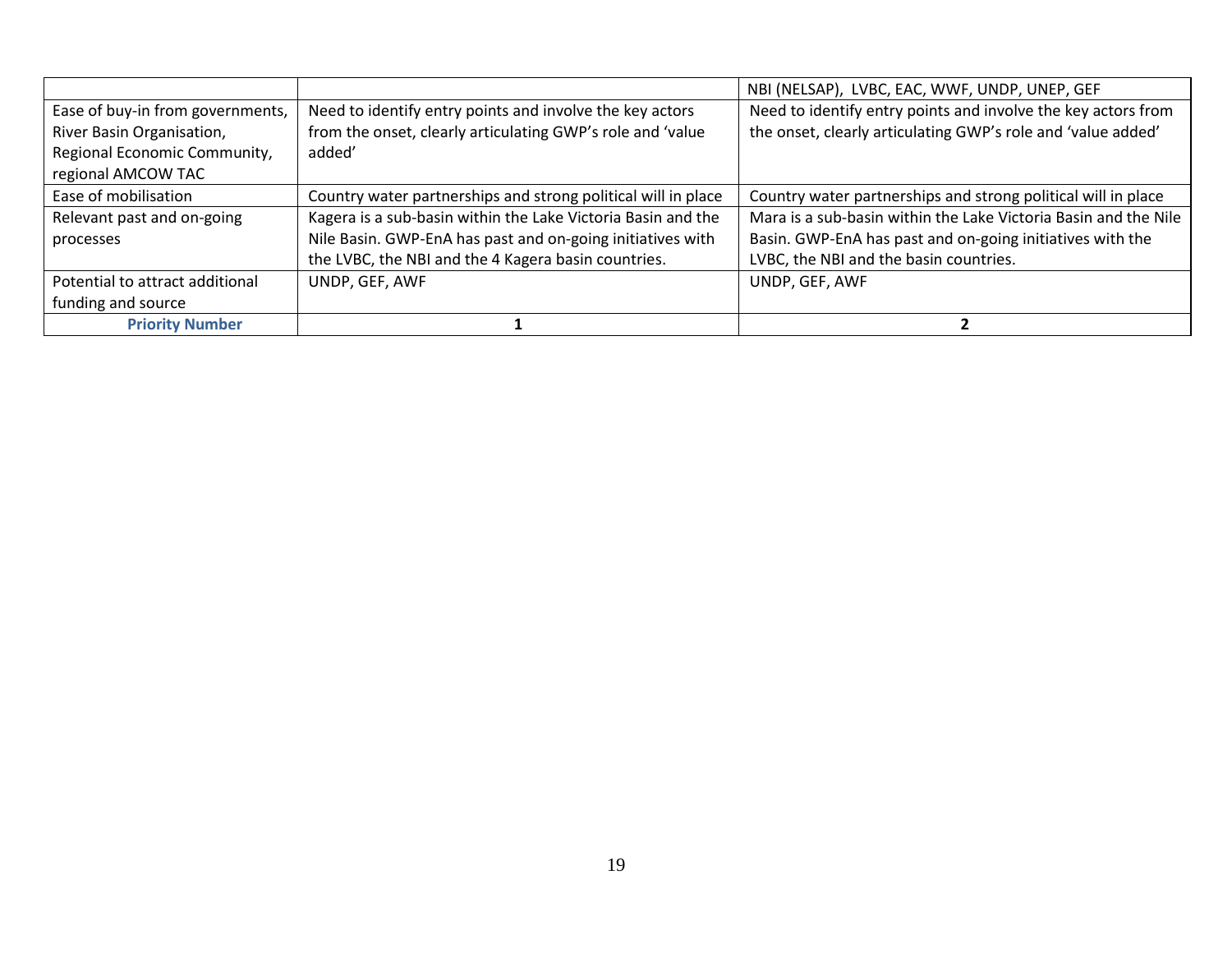| | | |
|---|---|---|
| | | NBI (NELSAP), LVBC, EAC, WWF, UNDP, UNEP, GEF |
| Ease of buy-in from governments, River Basin Organisation, Regional Economic Community, regional AMCOW TAC | Need to identify entry points and involve the key actors from the onset, clearly articulating GWP's role and 'value added' | Need to identify entry points and involve the key actors from the onset, clearly articulating GWP's role and 'value added' |
| Ease of mobilisation | Country water partnerships and strong political will in place | Country water partnerships and strong political will in place |
| Relevant past and on-going processes | Kagera is a sub-basin within the Lake Victoria Basin and the Nile Basin. GWP-EnA has past and on-going initiatives with the LVBC, the NBI and the 4 Kagera basin countries. | Mara is a sub-basin within the Lake Victoria Basin and the Nile Basin. GWP-EnA has past and on-going initiatives with the LVBC, the NBI and the basin countries. |
| Potential to attract additional funding and source | UNDP, GEF, AWF | UNDP, GEF, AWF |
| **Priority Number** | **1** | **2** |